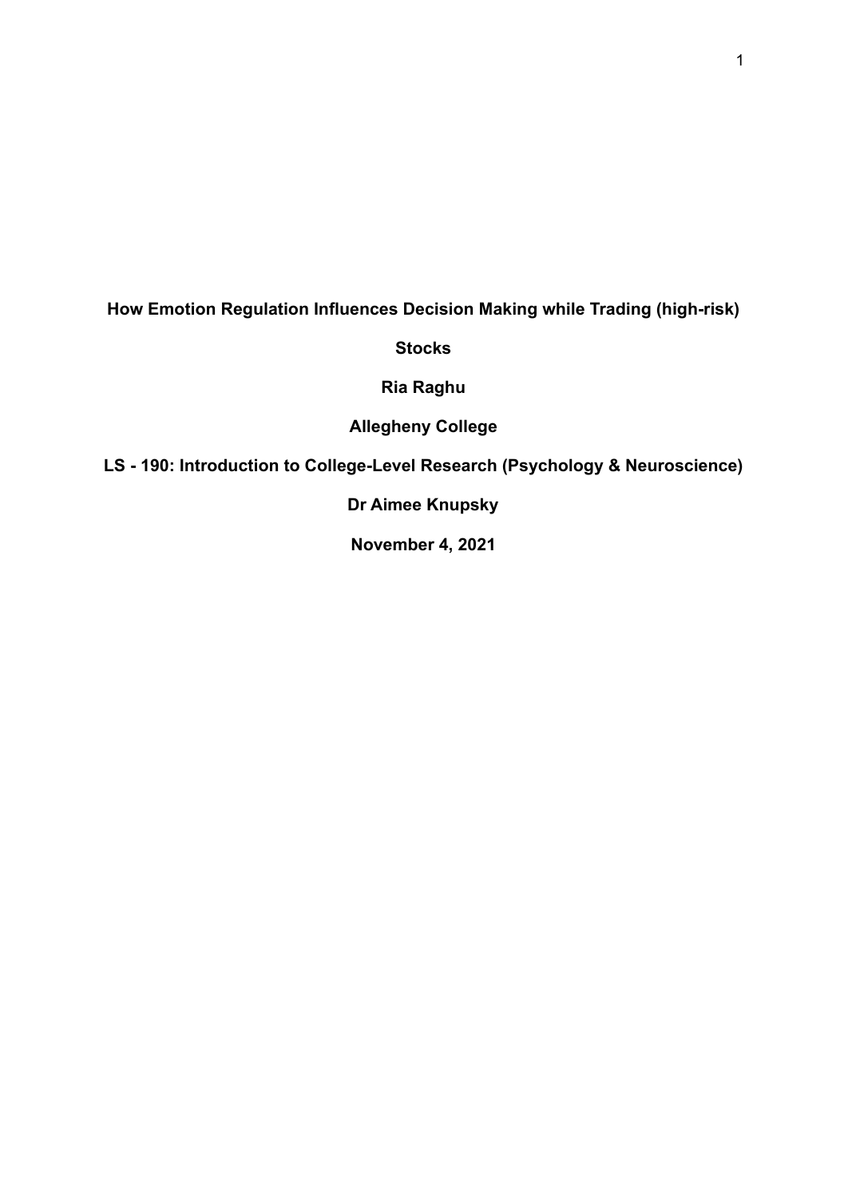**How Emotion Regulation Influences Decision Making while Trading (high-risk) Stocks**

**Ria Raghu**

**Allegheny College**

**LS - 190: Introduction to College-Level Research (Psychology & Neuroscience)**

**Dr Aimee Knupsky**

**November 4, 2021**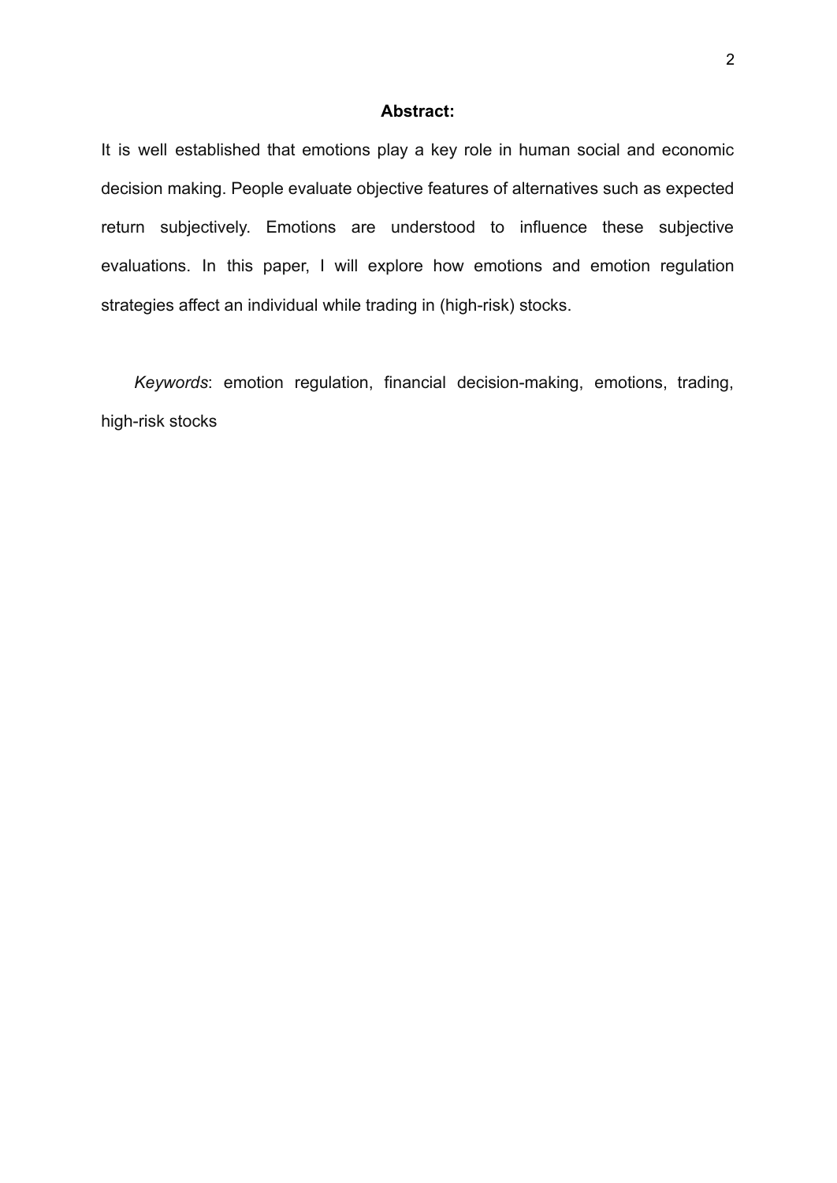**Abstract:**

It is well established that emotions play a key role in human social and economic decision making. People evaluate objective features of alternatives such as expected return subjectively. Emotions are understood to influence these subjective evaluations. In this paper, I will explore how emotions and emotion regulation strategies affect an individual while trading in (high-risk) stocks.

*Keywords*: emotion regulation, financial decision-making, emotions, trading, high-risk stocks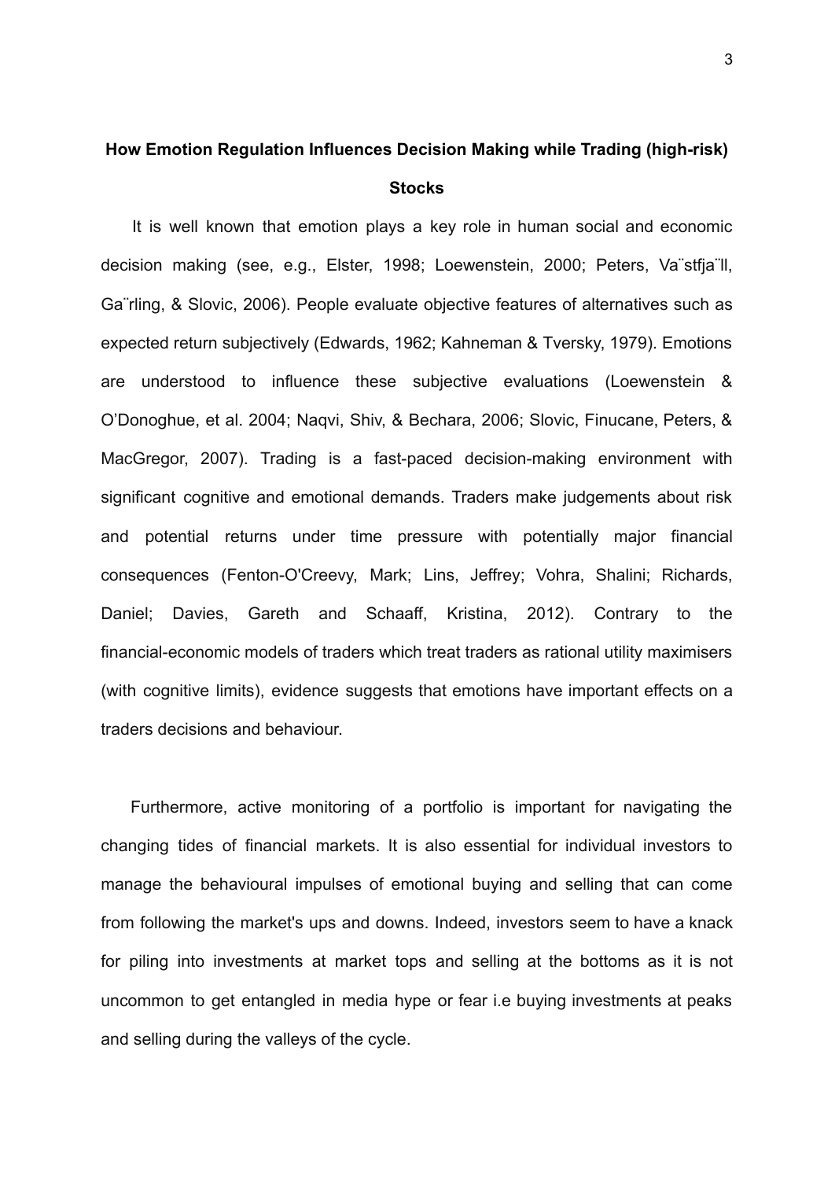**How Emotion Regulation Influences Decision Making while Trading (high-risk) Stocks**

It is well known that emotion plays a key role in human social and economic decision making (see, e.g., Elster, 1998; Loewenstein, 2000; Peters, Va¨stfja¨ll, Ga¨rling, & Slovic, 2006). People evaluate objective features of alternatives such as expected return subjectively (Edwards, 1962; Kahneman & Tversky, 1979). Emotions are understood to influence these subjective evaluations (Loewenstein & O'Donoghue, et al. 2004; Naqvi, Shiv, & Bechara, 2006; Slovic, Finucane, Peters, & MacGregor, 2007). Trading is a fast-paced decision-making environment with significant cognitive and emotional demands. Traders make judgements about risk and potential returns under time pressure with potentially major financial consequences (Fenton-O'Creevy, Mark; Lins, Jeffrey; Vohra, Shalini; Richards, Daniel; Davies, Gareth and Schaaff, Kristina, 2012). Contrary to the financial-economic models of traders which treat traders as rational utility maximisers (with cognitive limits), evidence suggests that emotions have important effects on a traders decisions and behaviour.

Furthermore, active monitoring of a portfolio is important for navigating the changing tides of financial markets. It is also essential for individual investors to manage the behavioural impulses of emotional buying and selling that can come from following the market's ups and downs. Indeed, investors seem to have a knack for piling into investments at market tops and selling at the bottoms as it is not uncommon to get entangled in media hype or fear i.e buying investments at peaks and selling during the valleys of the cycle.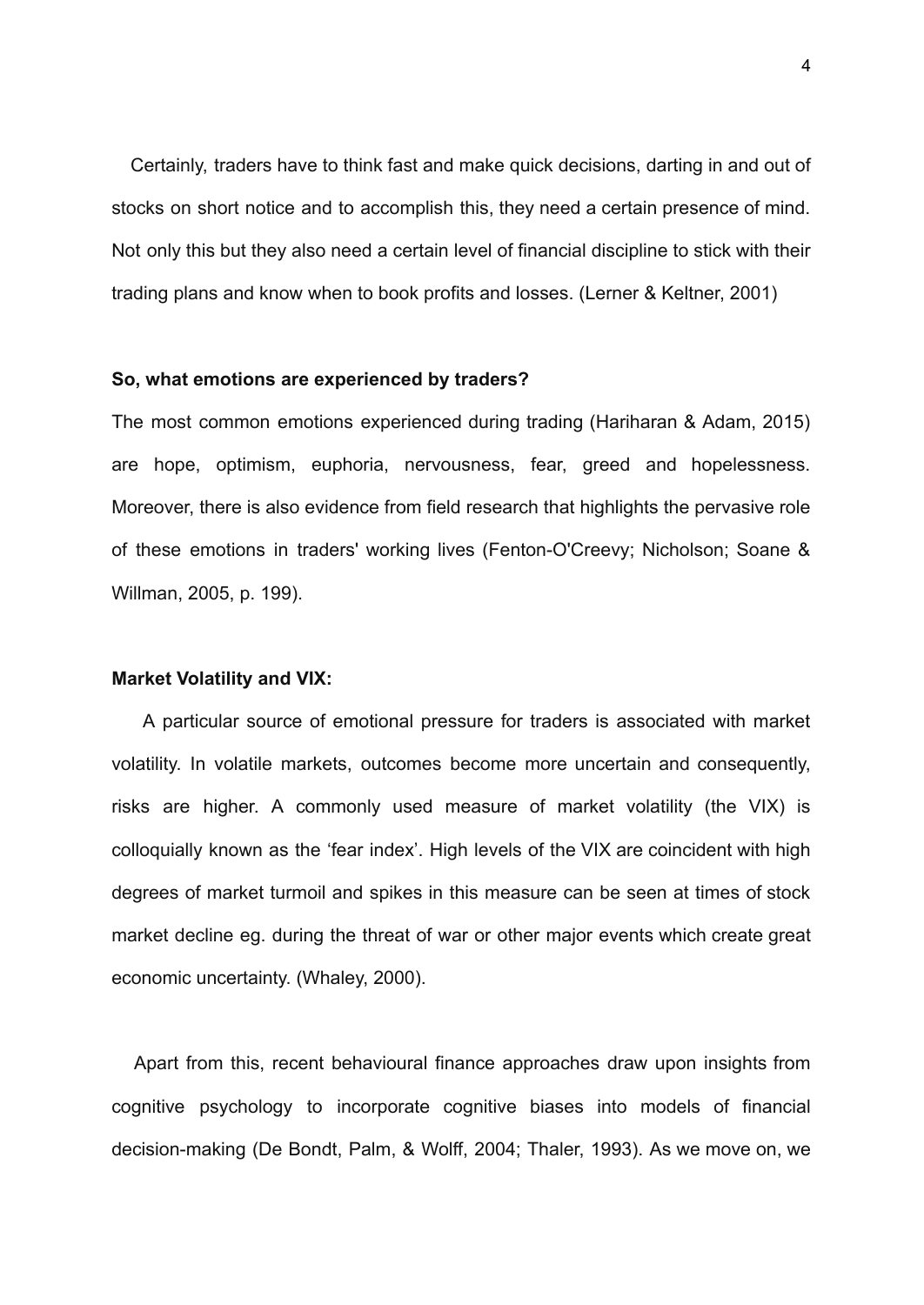Certainly, traders have to think fast and make quick decisions, darting in and out of stocks on short notice and to accomplish this, they need a certain presence of mind. Not only this but they also need a certain level of financial discipline to stick with their trading plans and know when to book profits and losses. (Lerner & Keltner, 2001)

**So, what emotions are experienced by traders?**

The most common emotions experienced during trading (Hariharan & Adam, 2015) are hope, optimism, euphoria, nervousness, fear, greed and hopelessness. Moreover, there is also evidence from field research that highlights the pervasive role of these emotions in traders' working lives (Fenton-O'Creevy; Nicholson; Soane & Willman, 2005, p. 199).

**Market Volatility and VIX:**

A particular source of emotional pressure for traders is associated with market volatility. In volatile markets, outcomes become more uncertain and consequently, risks are higher. A commonly used measure of market volatility (the VIX) is colloquially known as the 'fear index'. High levels of the VIX are coincident with high degrees of market turmoil and spikes in this measure can be seen at times of stock market decline eg. during the threat of war or other major events which create great economic uncertainty. (Whaley, 2000).

Apart from this, recent behavioural finance approaches draw upon insights from cognitive psychology to incorporate cognitive biases into models of financial decision-making (De Bondt, Palm, & Wolff, 2004; Thaler, 1993). As we move on, we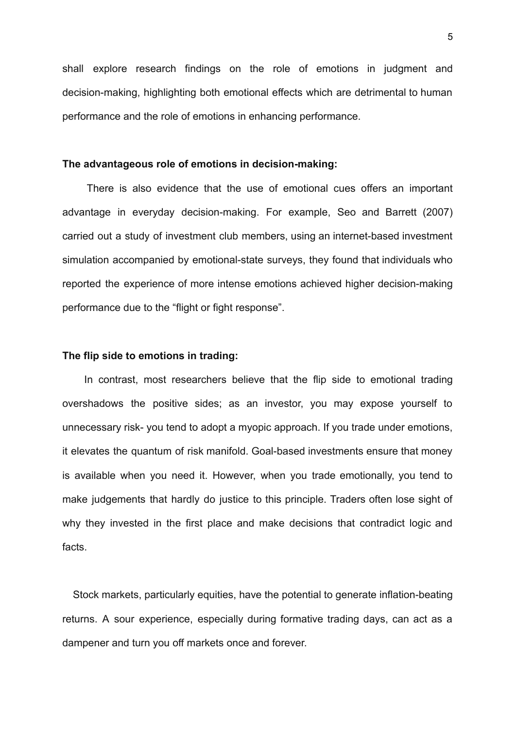shall explore research findings on the role of emotions in judgment and decision-making, highlighting both emotional effects which are detrimental to human performance and the role of emotions in enhancing performance.

**The advantageous role of emotions in decision-making:**

There is also evidence that the use of emotional cues offers an important advantage in everyday decision-making. For example, Seo and Barrett (2007) carried out a study of investment club members, using an internet-based investment simulation accompanied by emotional-state surveys, they found that individuals who reported the experience of more intense emotions achieved higher decision-making performance due to the "flight or fight response".

**The flip side to emotions in trading:**

In contrast, most researchers believe that the flip side to emotional trading overshadows the positive sides; as an investor, you may expose yourself to unnecessary risk- you tend to adopt a myopic approach. If you trade under emotions, it elevates the quantum of risk manifold. Goal-based investments ensure that money is available when you need it. However, when you trade emotionally, you tend to make judgements that hardly do justice to this principle. Traders often lose sight of why they invested in the first place and make decisions that contradict logic and facts.

Stock markets, particularly equities, have the potential to generate inflation-beating returns. A sour experience, especially during formative trading days, can act as a dampener and turn you off markets once and forever.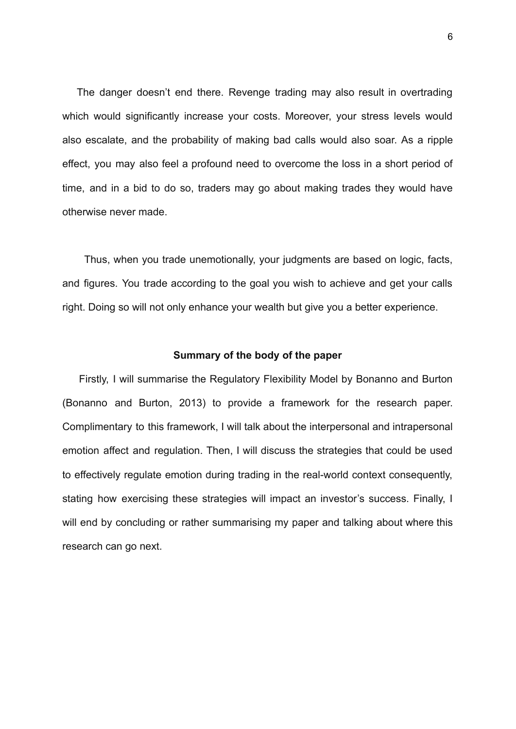The danger doesn't end there. Revenge trading may also result in overtrading which would significantly increase your costs. Moreover, your stress levels would also escalate, and the probability of making bad calls would also soar. As a ripple effect, you may also feel a profound need to overcome the loss in a short period of time, and in a bid to do so, traders may go about making trades they would have otherwise never made.

Thus, when you trade unemotionally, your judgments are based on logic, facts, and figures. You trade according to the goal you wish to achieve and get your calls right. Doing so will not only enhance your wealth but give you a better experience.

**Summary of the body of the paper**

Firstly, I will summarise the Regulatory Flexibility Model by Bonanno and Burton (Bonanno and Burton, 2013) to provide a framework for the research paper. Complimentary to this framework, I will talk about the interpersonal and intrapersonal emotion affect and regulation. Then, I will discuss the strategies that could be used to effectively regulate emotion during trading in the real-world context consequently, stating how exercising these strategies will impact an investor's success. Finally, I will end by concluding or rather summarising my paper and talking about where this research can go next.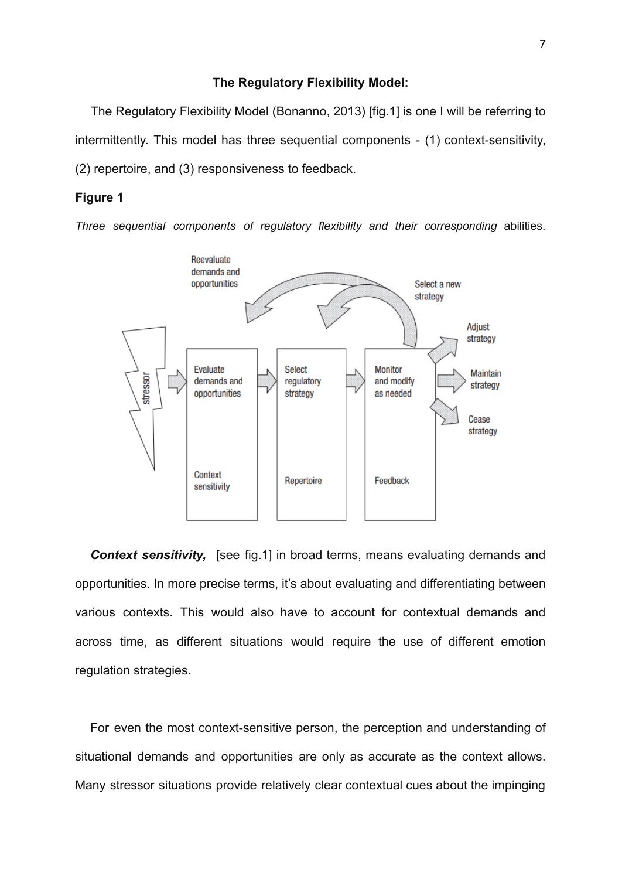### The Regulatory Flexibility Model:

The Regulatory Flexibility Model (Bonanno, 2013) [fig.1] is one I will be referring to intermittently. This model has three sequential components - (1) context-sensitivity, (2) repertoire, and (3) responsiveness to feedback.

**Figure 1**

*Three sequential components of regulatory flexibility and their corresponding* abilities.

***Context sensitivity,*** [see fig.1] in broad terms, means evaluating demands and opportunities. In more precise terms, it's about evaluating and differentiating between various contexts. This would also have to account for contextual demands and across time, as different situations would require the use of different emotion regulation strategies.

For even the most context-sensitive person, the perception and understanding of situational demands and opportunities are only as accurate as the context allows. Many stressor situations provide relatively clear contextual cues about the impinging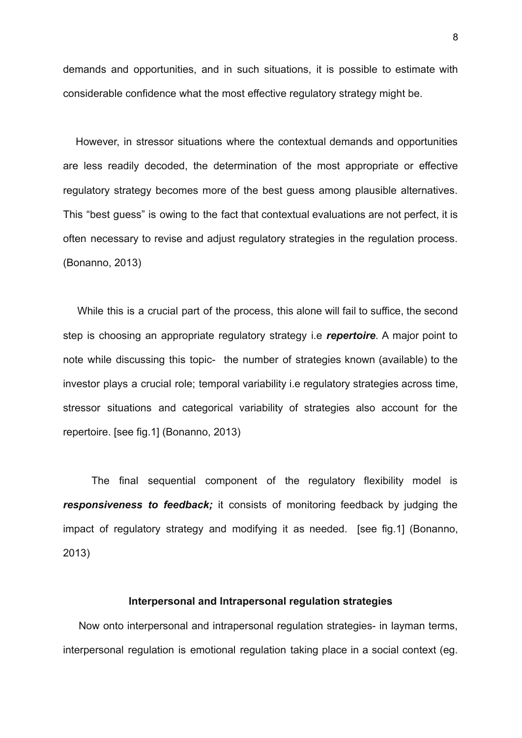demands and opportunities, and in such situations, it is possible to estimate with considerable confidence what the most effective regulatory strategy might be.

However, in stressor situations where the contextual demands and opportunities are less readily decoded, the determination of the most appropriate or effective regulatory strategy becomes more of the best guess among plausible alternatives. This "best guess" is owing to the fact that contextual evaluations are not perfect, it is often necessary to revise and adjust regulatory strategies in the regulation process. (Bonanno, 2013)

While this is a crucial part of the process, this alone will fail to suffice, the second step is choosing an appropriate regulatory strategy i.e ***repertoire***. A major point to note while discussing this topic- the number of strategies known (available) to the investor plays a crucial role; temporal variability i.e regulatory strategies across time, stressor situations and categorical variability of strategies also account for the repertoire. [see fig.1] (Bonanno, 2013)

The final sequential component of the regulatory flexibility model is ***responsiveness to feedback;*** it consists of monitoring feedback by judging the impact of regulatory strategy and modifying it as needed. [see fig.1] (Bonanno, 2013)

### Interpersonal and Intrapersonal regulation strategies

Now onto interpersonal and intrapersonal regulation strategies- in layman terms, interpersonal regulation is emotional regulation taking place in a social context (eg.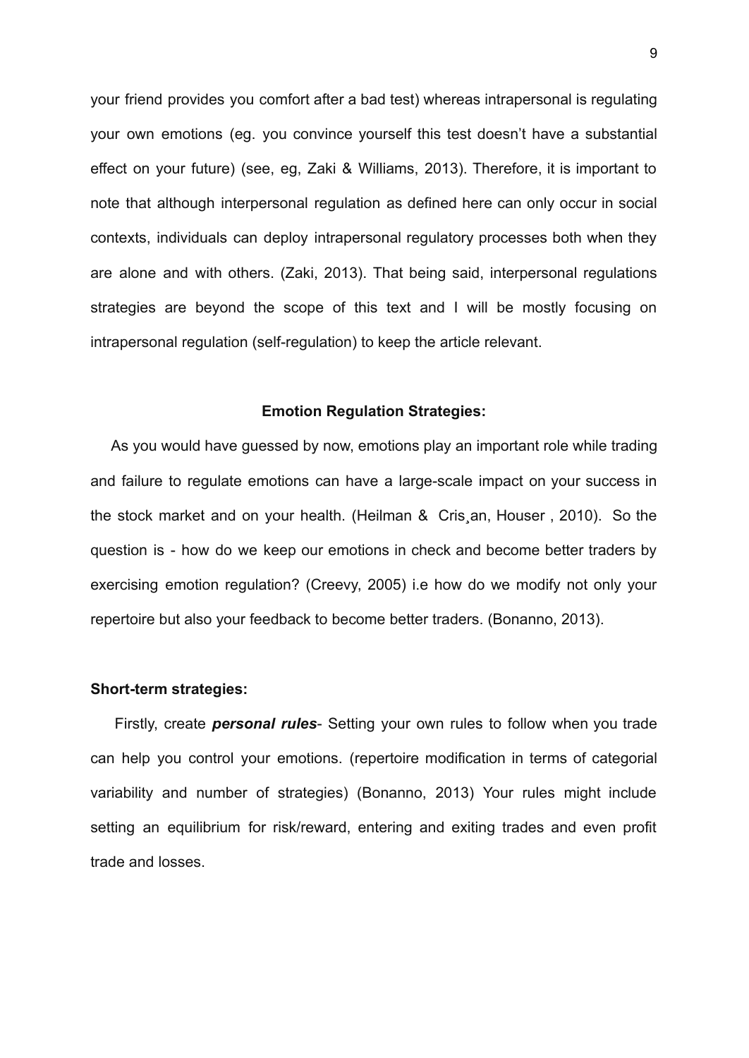your friend provides you comfort after a bad test) whereas intrapersonal is regulating your own emotions (eg. you convince yourself this test doesn't have a substantial effect on your future) (see, eg, Zaki & Williams, 2013). Therefore, it is important to note that although interpersonal regulation as defined here can only occur in social contexts, individuals can deploy intrapersonal regulatory processes both when they are alone and with others. (Zaki, 2013). That being said, interpersonal regulations strategies are beyond the scope of this text and I will be mostly focusing on intrapersonal regulation (self-regulation) to keep the article relevant.

## Emotion Regulation Strategies:

As you would have guessed by now, emotions play an important role while trading and failure to regulate emotions can have a large-scale impact on your success in the stock market and on your health. (Heilman & Cris¸an, Houser , 2010). So the question is - how do we keep our emotions in check and become better traders by exercising emotion regulation? (Creevy, 2005) i.e how do we modify not only your repertoire but also your feedback to become better traders. (Bonanno, 2013).

### Short-term strategies:

Firstly, create ***personal rules***- Setting your own rules to follow when you trade can help you control your emotions. (repertoire modification in terms of categorial variability and number of strategies) (Bonanno, 2013) Your rules might include setting an equilibrium for risk/reward, entering and exiting trades and even profit trade and losses.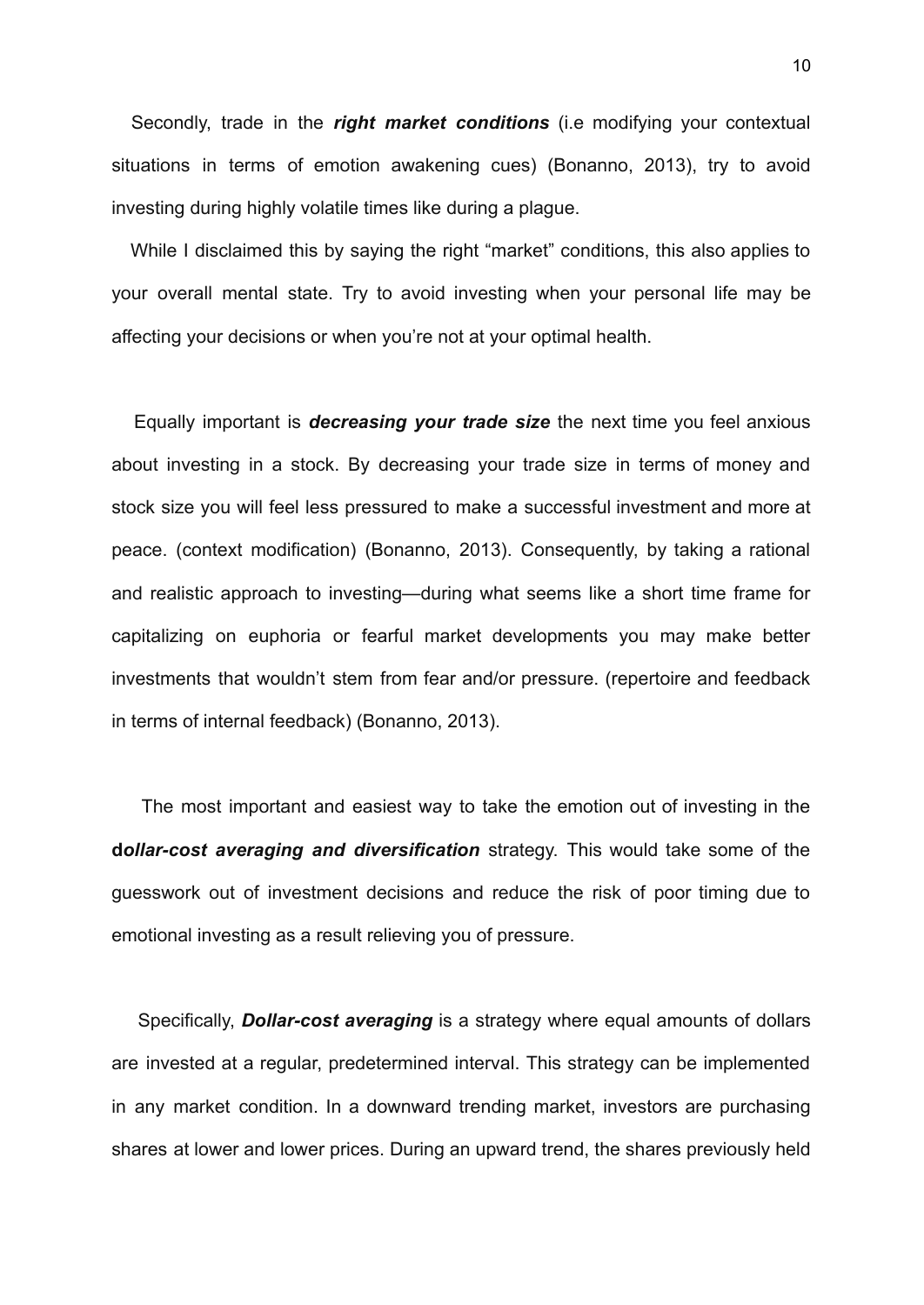Secondly, trade in the ***right market conditions*** (i.e modifying your contextual situations in terms of emotion awakening cues) (Bonanno, 2013), try to avoid investing during highly volatile times like during a plague.

While I disclaimed this by saying the right "market" conditions, this also applies to your overall mental state. Try to avoid investing when your personal life may be affecting your decisions or when you're not at your optimal health.

Equally important is ***decreasing your trade size*** the next time you feel anxious about investing in a stock. By decreasing your trade size in terms of money and stock size you will feel less pressured to make a successful investment and more at peace. (context modification) (Bonanno, 2013). Consequently, by taking a rational and realistic approach to investing—during what seems like a short time frame for capitalizing on euphoria or fearful market developments you may make better investments that wouldn't stem from fear and/or pressure. (repertoire and feedback in terms of internal feedback) (Bonanno, 2013).

The most important and easiest way to take the emotion out of investing in the **d*ollar-cost averaging and diversification*** strategy. This would take some of the guesswork out of investment decisions and reduce the risk of poor timing due to emotional investing as a result relieving you of pressure.

Specifically, ***Dollar-cost averaging*** is a strategy where equal amounts of dollars are invested at a regular, predetermined interval. This strategy can be implemented in any market condition. In a downward trending market, investors are purchasing shares at lower and lower prices. During an upward trend, the shares previously held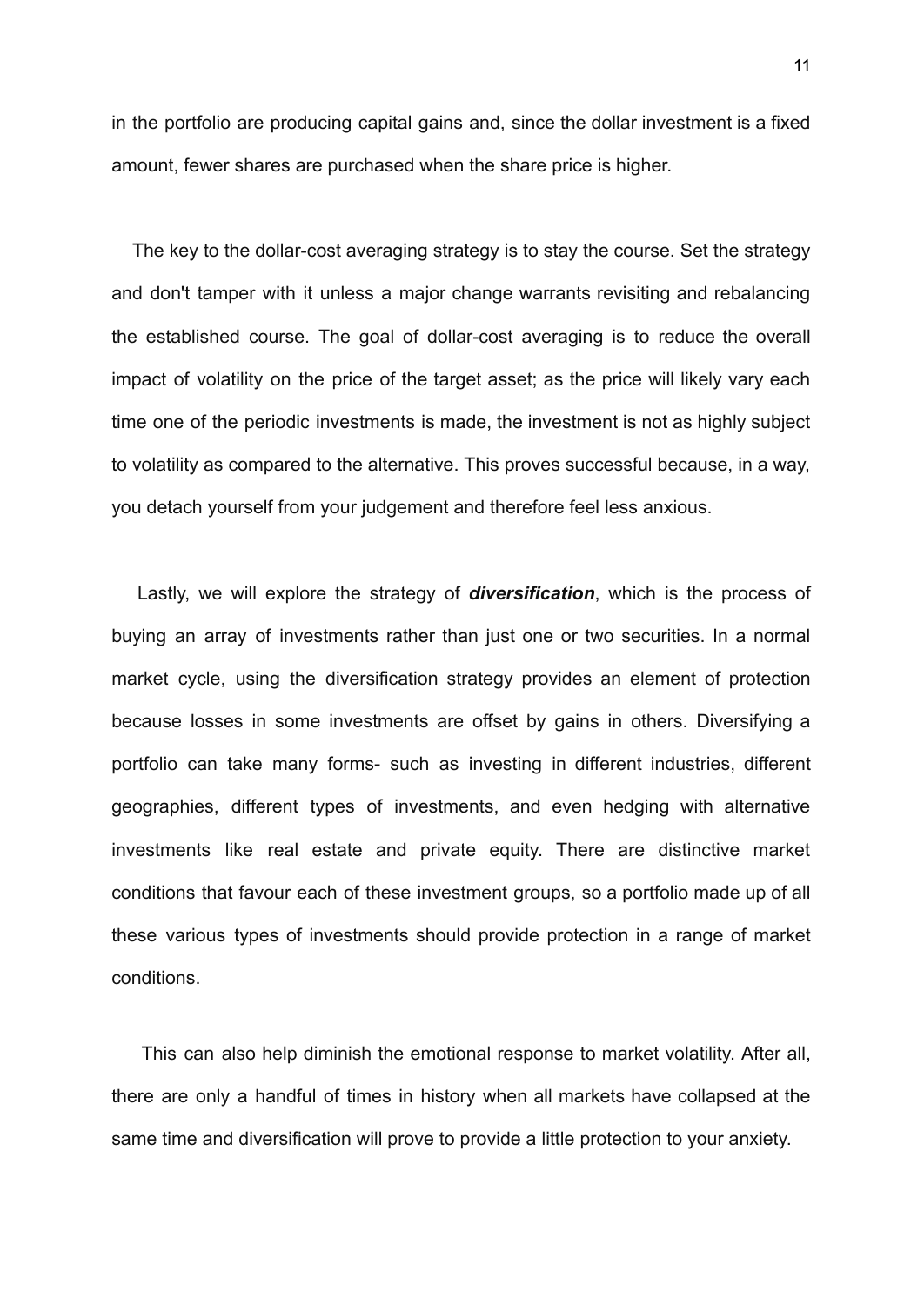in the portfolio are producing capital gains and, since the dollar investment is a fixed amount, fewer shares are purchased when the share price is higher.

The key to the dollar-cost averaging strategy is to stay the course. Set the strategy and don't tamper with it unless a major change warrants revisiting and rebalancing the established course. The goal of dollar-cost averaging is to reduce the overall impact of volatility on the price of the target asset; as the price will likely vary each time one of the periodic investments is made, the investment is not as highly subject to volatility as compared to the alternative. This proves successful because, in a way, you detach yourself from your judgement and therefore feel less anxious.

Lastly, we will explore the strategy of ***diversification***, which is the process of buying an array of investments rather than just one or two securities. In a normal market cycle, using the diversification strategy provides an element of protection because losses in some investments are offset by gains in others. Diversifying a portfolio can take many forms- such as investing in different industries, different geographies, different types of investments, and even hedging with alternative investments like real estate and private equity. There are distinctive market conditions that favour each of these investment groups, so a portfolio made up of all these various types of investments should provide protection in a range of market conditions.

This can also help diminish the emotional response to market volatility. After all, there are only a handful of times in history when all markets have collapsed at the same time and diversification will prove to provide a little protection to your anxiety.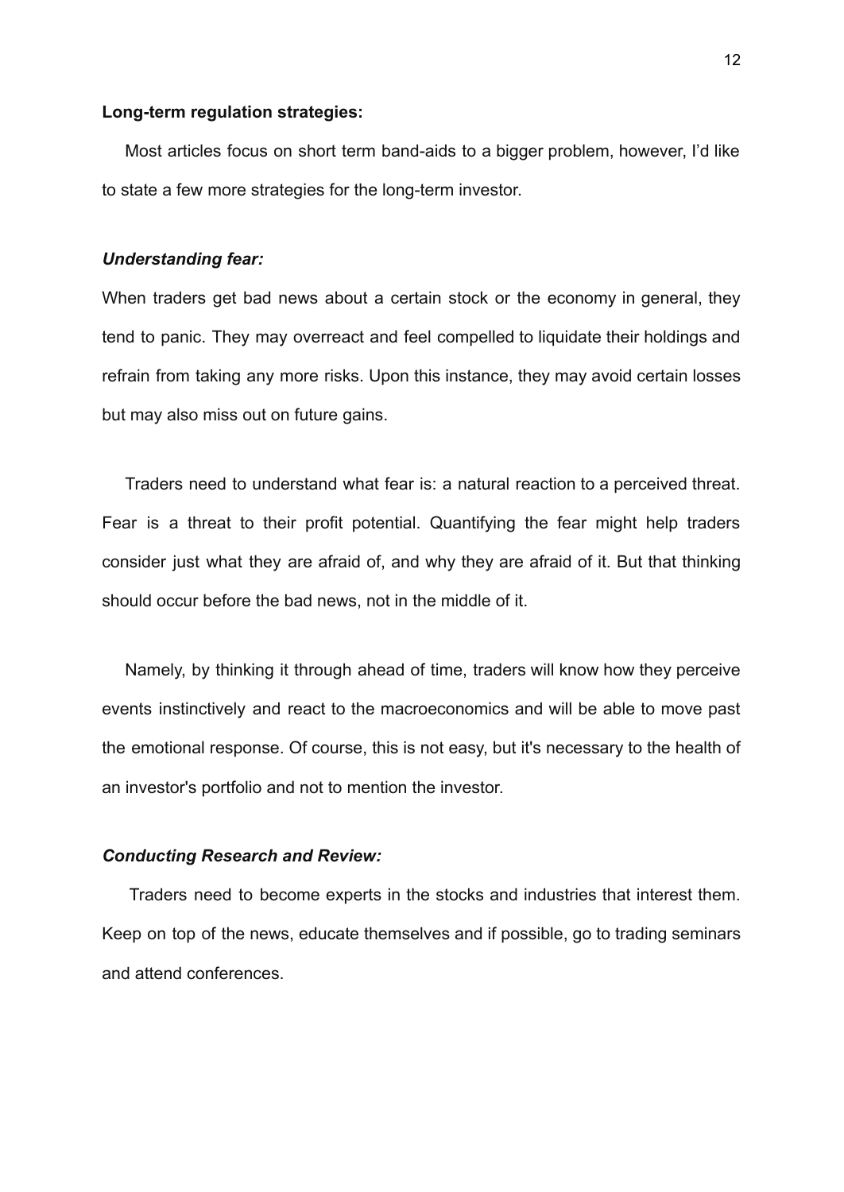**Long-term regulation strategies:**

Most articles focus on short term band-aids to a bigger problem, however, I'd like to state a few more strategies for the long-term investor.

***Understanding fear:***

When traders get bad news about a certain stock or the economy in general, they tend to panic. They may overreact and feel compelled to liquidate their holdings and refrain from taking any more risks. Upon this instance, they may avoid certain losses but may also miss out on future gains.

Traders need to understand what fear is: a natural reaction to a perceived threat. Fear is a threat to their profit potential. Quantifying the fear might help traders consider just what they are afraid of, and why they are afraid of it. But that thinking should occur before the bad news, not in the middle of it.

Namely, by thinking it through ahead of time, traders will know how they perceive events instinctively and react to the macroeconomics and will be able to move past the emotional response. Of course, this is not easy, but it's necessary to the health of an investor's portfolio and not to mention the investor.

***Conducting Research and Review:***

Traders need to become experts in the stocks and industries that interest them. Keep on top of the news, educate themselves and if possible, go to trading seminars and attend conferences.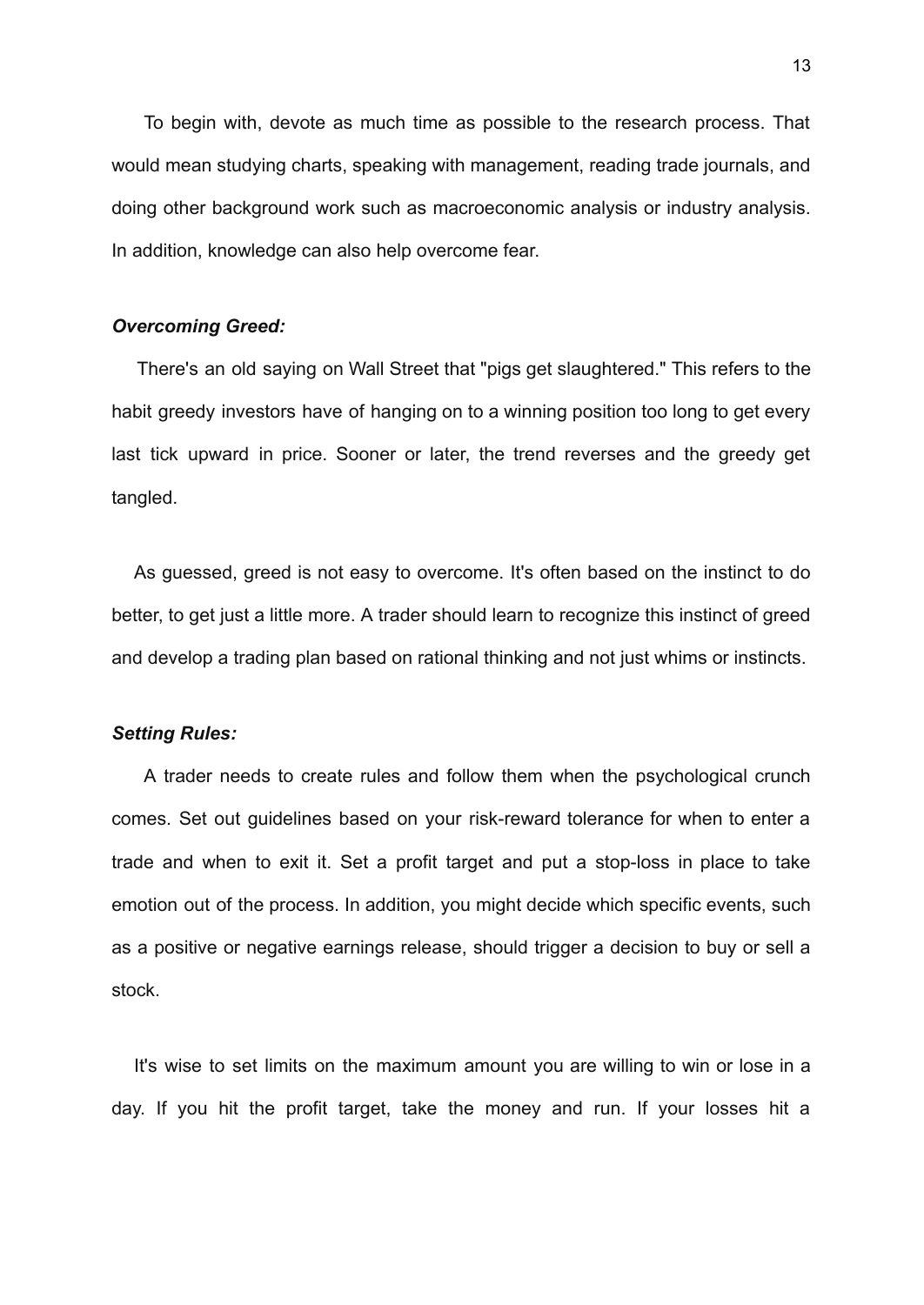To begin with, devote as much time as possible to the research process. That would mean studying charts, speaking with management, reading trade journals, and doing other background work such as macroeconomic analysis or industry analysis. In addition, knowledge can also help overcome fear.

***Overcoming Greed:***

There's an old saying on Wall Street that "pigs get slaughtered." This refers to the habit greedy investors have of hanging on to a winning position too long to get every last tick upward in price. Sooner or later, the trend reverses and the greedy get tangled.

As guessed, greed is not easy to overcome. It's often based on the instinct to do better, to get just a little more. A trader should learn to recognize this instinct of greed and develop a trading plan based on rational thinking and not just whims or instincts.

***Setting Rules:***

A trader needs to create rules and follow them when the psychological crunch comes. Set out guidelines based on your risk-reward tolerance for when to enter a trade and when to exit it. Set a profit target and put a stop-loss in place to take emotion out of the process. In addition, you might decide which specific events, such as a positive or negative earnings release, should trigger a decision to buy or sell a stock.

It's wise to set limits on the maximum amount you are willing to win or lose in a day. If you hit the profit target, take the money and run. If your losses hit a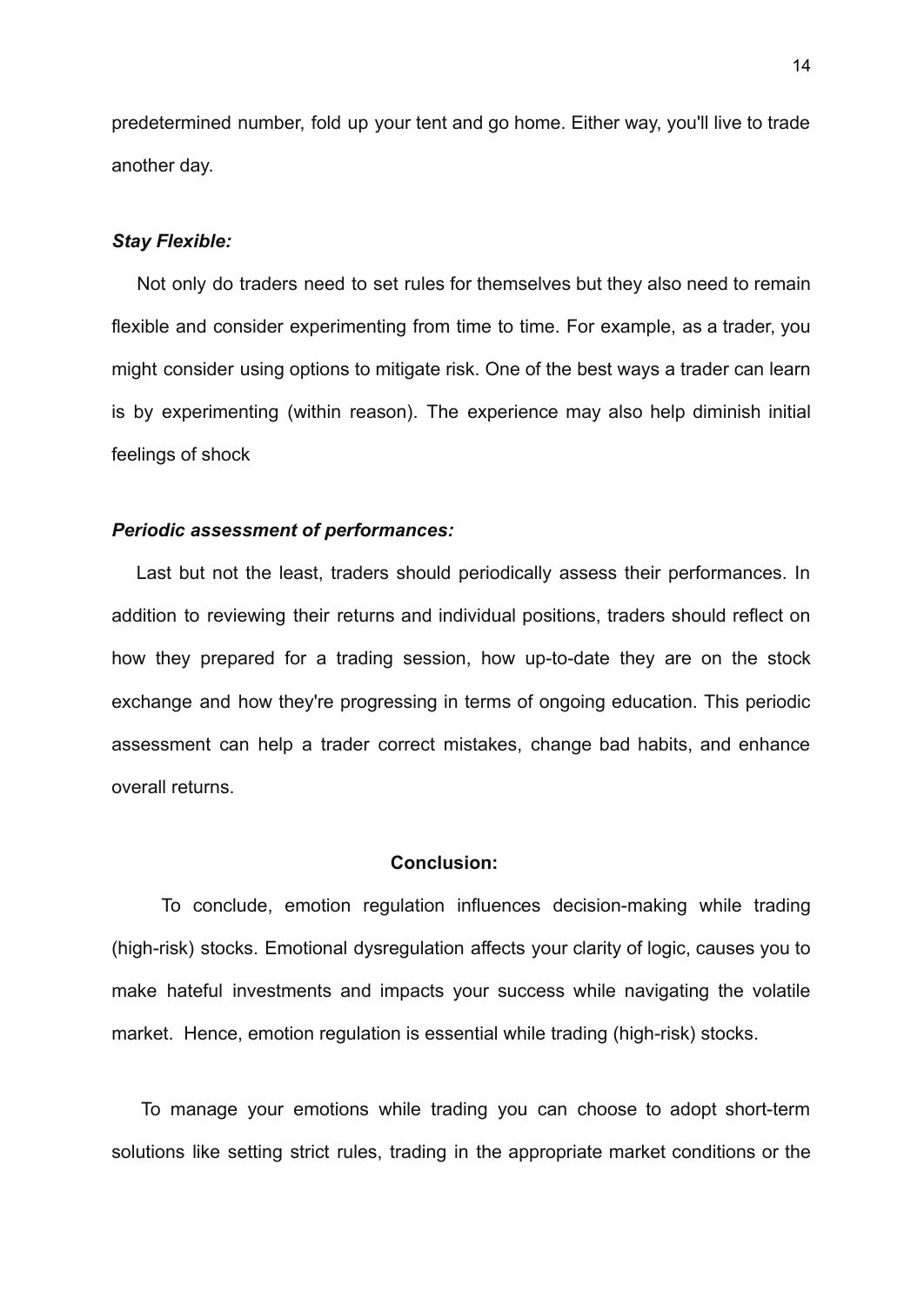predetermined number, fold up your tent and go home. Either way, you'll live to trade another day.

***Stay Flexible:***

Not only do traders need to set rules for themselves but they also need to remain flexible and consider experimenting from time to time. For example, as a trader, you might consider using options to mitigate risk. One of the best ways a trader can learn is by experimenting (within reason). The experience may also help diminish initial feelings of shock

***Periodic assessment of performances:***

Last but not the least, traders should periodically assess their performances. In addition to reviewing their returns and individual positions, traders should reflect on how they prepared for a trading session, how up-to-date they are on the stock exchange and how they're progressing in terms of ongoing education. This periodic assessment can help a trader correct mistakes, change bad habits, and enhance overall returns.

## Conclusion:

To conclude, emotion regulation influences decision-making while trading (high-risk) stocks. Emotional dysregulation affects your clarity of logic, causes you to make hateful investments and impacts your success while navigating the volatile market. Hence, emotion regulation is essential while trading (high-risk) stocks.

To manage your emotions while trading you can choose to adopt short-term solutions like setting strict rules, trading in the appropriate market conditions or the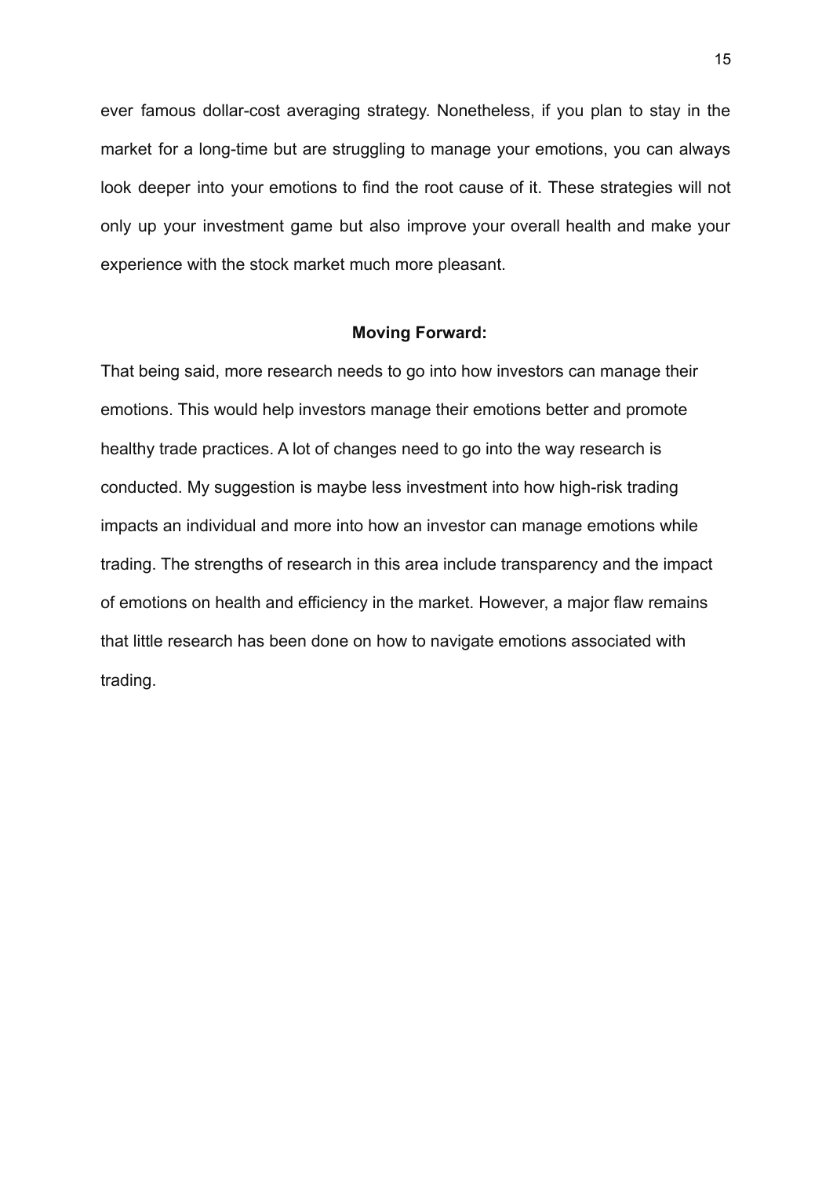ever famous dollar-cost averaging strategy. Nonetheless, if you plan to stay in the market for a long-time but are struggling to manage your emotions, you can always look deeper into your emotions to find the root cause of it. These strategies will not only up your investment game but also improve your overall health and make your experience with the stock market much more pleasant.

## Moving Forward:

That being said, more research needs to go into how investors can manage their emotions. This would help investors manage their emotions better and promote healthy trade practices. A lot of changes need to go into the way research is conducted. My suggestion is maybe less investment into how high-risk trading impacts an individual and more into how an investor can manage emotions while trading. The strengths of research in this area include transparency and the impact of emotions on health and efficiency in the market. However, a major flaw remains that little research has been done on how to navigate emotions associated with trading.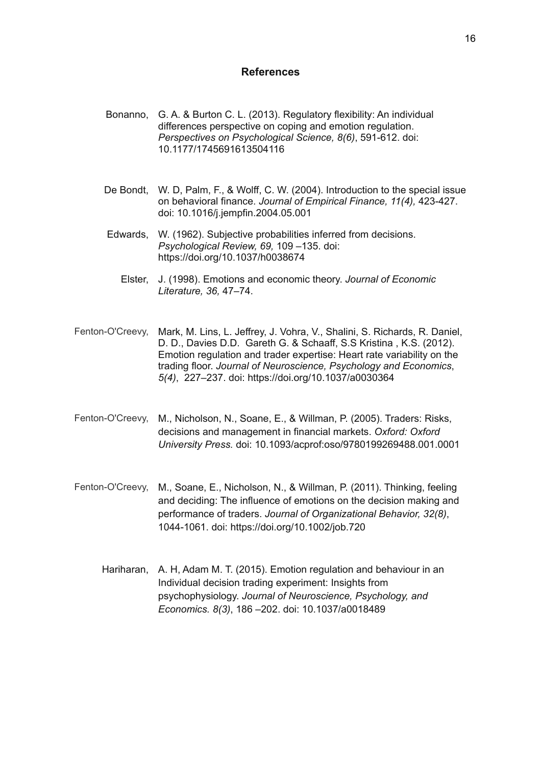## References

Bonanno, G. A. & Burton C. L. (2013). Regulatory flexibility: An individual differences perspective on coping and emotion regulation. *Perspectives on Psychological Science, 8(6)*, 591-612. doi: 10.1177/1745691613504116

De Bondt, W. D, Palm, F., & Wolff, C. W. (2004). Introduction to the special issue on behavioral finance. *Journal of Empirical Finance, 11(4),* 423-427. doi: 10.1016/j.jempfin.2004.05.001

Edwards, W. (1962). Subjective probabilities inferred from decisions. *Psychological Review, 69,* 109 –135. doi: https://doi.org/10.1037/h0038674

Elster, J. (1998). Emotions and economic theory. *Journal of Economic Literature, 36,* 47–74.

Fenton-O'Creevy, Mark, M. Lins, L. Jeffrey, J. Vohra, V., Shalini, S. Richards, R. Daniel, D. D., Davies D.D. Gareth G. & Schaaff, S.S Kristina , K.S. (2012). Emotion regulation and trader expertise: Heart rate variability on the trading floor. *Journal of Neuroscience, Psychology and Economics*, *5(4)*, 227–237. doi: https://doi.org/10.1037/a0030364

Fenton-O'Creevy, M., Nicholson, N., Soane, E., & Willman, P. (2005). Traders: Risks, decisions and management in financial markets. *Oxford: Oxford University Press.* doi: 10.1093/acprof:oso/9780199269488.001.0001

Fenton-O'Creevy, M., Soane, E., Nicholson, N., & Willman, P. (2011). Thinking, feeling and deciding: The influence of emotions on the decision making and performance of traders. *Journal of Organizational Behavior, 32(8)*, 1044-1061. doi: https://doi.org/10.1002/job.720

Hariharan, A. H, Adam M. T. (2015). Emotion regulation and behaviour in an Individual decision trading experiment: Insights from psychophysiology. *Journal of Neuroscience, Psychology, and Economics. 8(3)*, 186 –202. doi: 10.1037/a0018489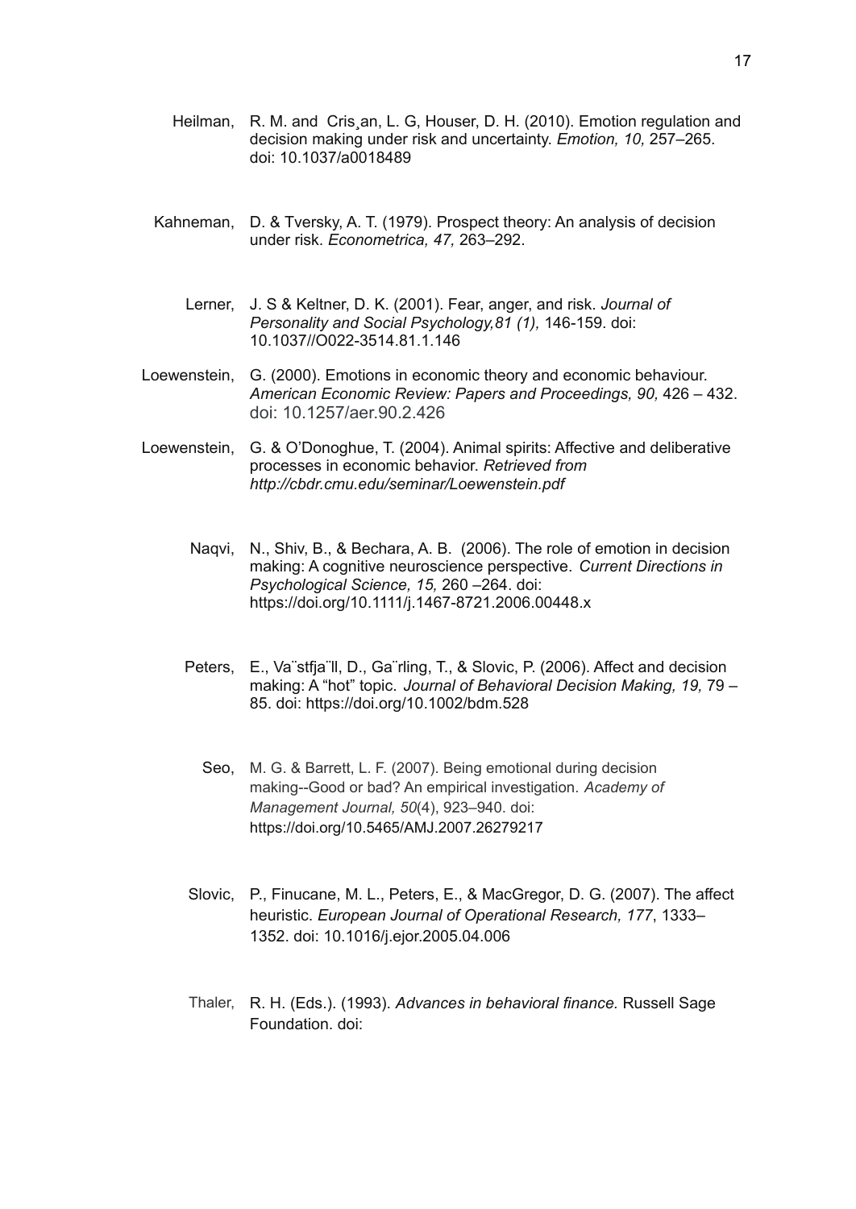Heilman, R. M. and Cris¸an, L. G, Houser, D. H. (2010). Emotion regulation and decision making under risk and uncertainty. *Emotion, 10,* 257–265. doi: 10.1037/a0018489

Kahneman, D. & Tversky, A. T. (1979). Prospect theory: An analysis of decision under risk. *Econometrica, 47,* 263–292.

Lerner, J. S & Keltner, D. K. (2001). Fear, anger, and risk. *Journal of Personality and Social Psychology,81 (1),* 146-159. doi: 10.1037//O022-3514.81.1.146

Loewenstein, G. (2000). Emotions in economic theory and economic behaviour. *American Economic Review: Papers and Proceedings, 90,* 426 – 432. doi: 10.1257/aer.90.2.426

Loewenstein, G. & O'Donoghue, T. (2004). Animal spirits: Affective and deliberative processes in economic behavior. *Retrieved from http://cbdr.cmu.edu/seminar/Loewenstein.pdf*

Naqvi, N., Shiv, B., & Bechara, A. B. (2006). The role of emotion in decision making: A cognitive neuroscience perspective. *Current Directions in Psychological Science, 15,* 260 –264. doi: https://doi.org/10.1111/j.1467-8721.2006.00448.x

Peters, E., Va¨stfja¨ll, D., Ga¨rling, T., & Slovic, P. (2006). Affect and decision making: A "hot" topic. *Journal of Behavioral Decision Making, 19,* 79 – 85. doi: https://doi.org/10.1002/bdm.528

Seo, M. G. & Barrett, L. F. (2007). Being emotional during decision making--Good or bad? An empirical investigation. *Academy of Management Journal, 50*(4), 923–940. doi: https://doi.org/10.5465/AMJ.2007.26279217

Slovic, P., Finucane, M. L., Peters, E., & MacGregor, D. G. (2007). The affect heuristic. *European Journal of Operational Research, 177*, 1333–1352. doi: 10.1016/j.ejor.2005.04.006

Thaler, R. H. (Eds.). (1993). *Advances in behavioral finance.* Russell Sage Foundation. doi: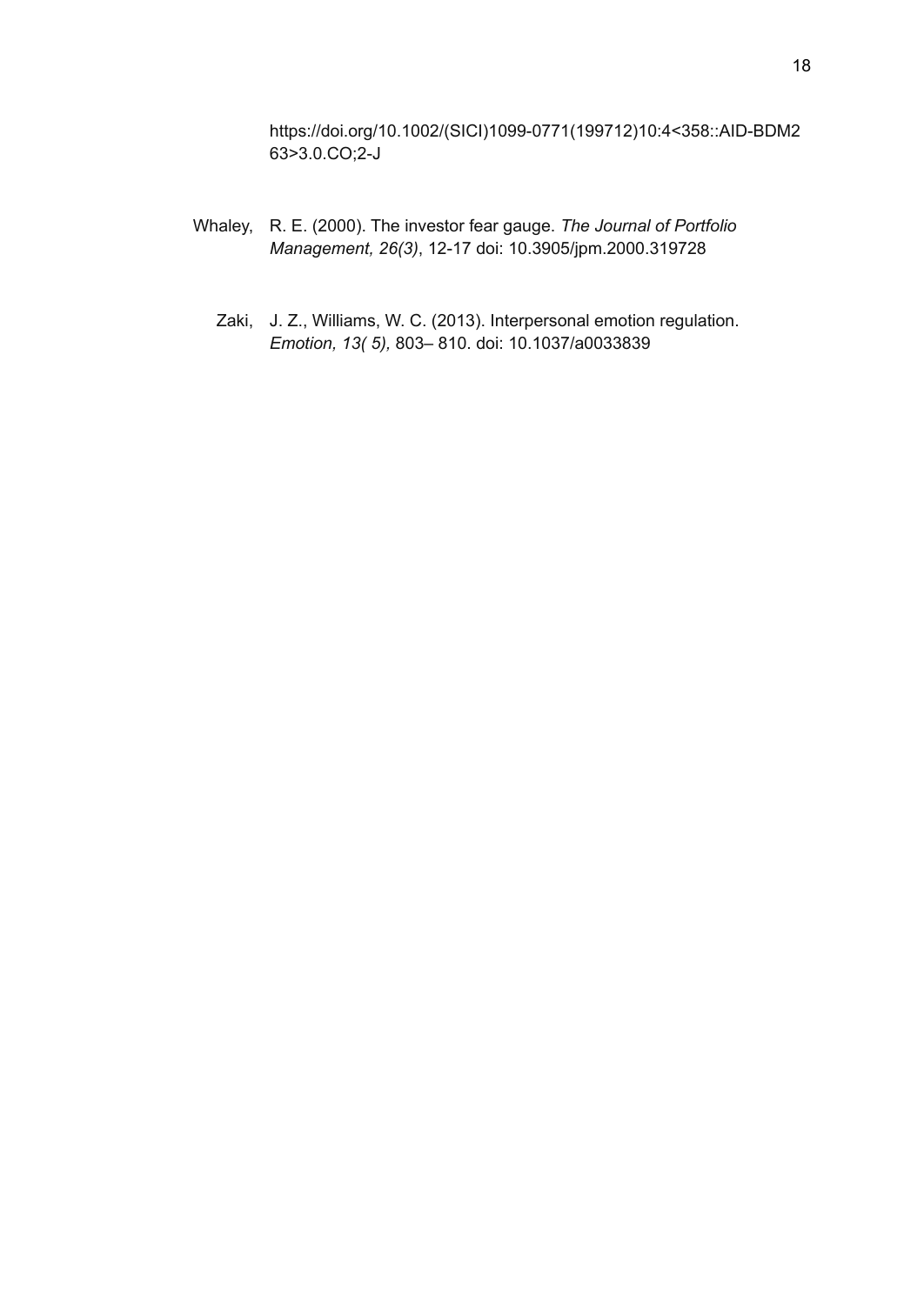https://doi.org/10.1002/(SICI)1099-0771(199712)10:4<358::AID-BDM263>3.0.CO;2-J

Whaley, R. E. (2000). The investor fear gauge. *The Journal of Portfolio Management, 26(3)*, 12-17 doi: 10.3905/jpm.2000.319728

Zaki, J. Z., Williams, W. C. (2013). Interpersonal emotion regulation. *Emotion, 13( 5),* 803– 810. doi: 10.1037/a0033839